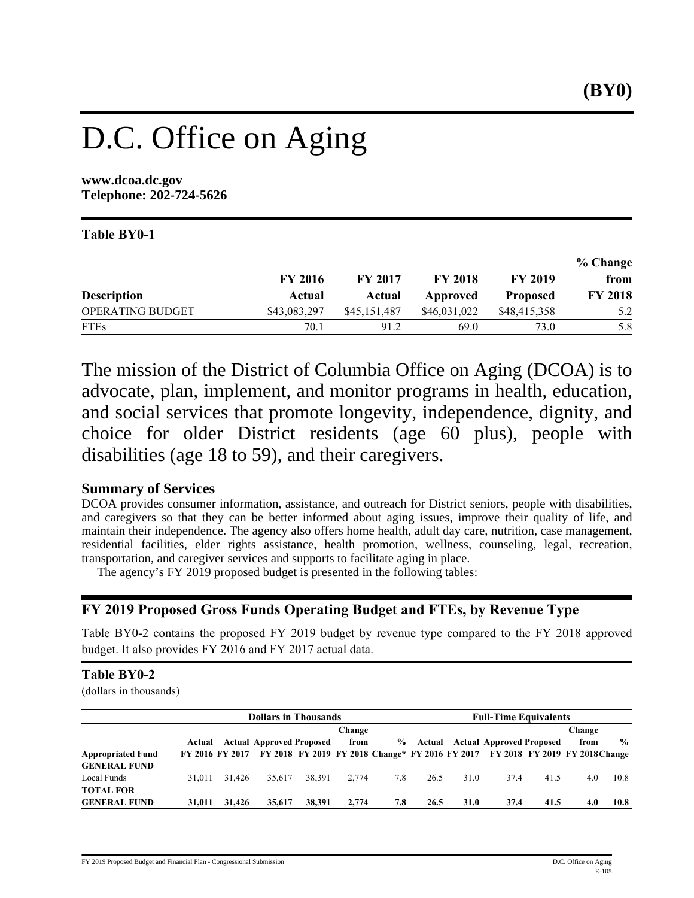**(BY0)**

# D.C. Office on Aging

**www.dcoa.dc.gov**
**Telephone: 202-724-5626**

**Table BY0-1**

| Description | FY 2016 Actual | FY 2017 Actual | FY 2018 Approved | FY 2019 Proposed | % Change from FY 2018 |
|---|---|---|---|---|---|
| OPERATING BUDGET | $43,083,297 | $45,151,487 | $46,031,022 | $48,415,358 | 5.2 |
| FTEs | 70.1 | 91.2 | 69.0 | 73.0 | 5.8 |

The mission of the District of Columbia Office on Aging (DCOA) is to advocate, plan, implement, and monitor programs in health, education, and social services that promote longevity, independence, dignity, and choice for older District residents (age 60 plus), people with disabilities (age 18 to 59), and their caregivers.

### Summary of Services

DCOA provides consumer information, assistance, and outreach for District seniors, people with disabilities, and caregivers so that they can be better informed about aging issues, improve their quality of life, and maintain their independence. The agency also offers home health, adult day care, nutrition, case management, residential facilities, elder rights assistance, health promotion, wellness, counseling, legal, recreation, transportation, and caregiver services and supports to facilitate aging in place.

The agency's FY 2019 proposed budget is presented in the following tables:

## FY 2019 Proposed Gross Funds Operating Budget and FTEs, by Revenue Type

Table BY0-2 contains the proposed FY 2019 budget by revenue type compared to the FY 2018 approved budget. It also provides FY 2016 and FY 2017 actual data.

**Table BY0-2**
(dollars in thousands)

| | Dollars in Thousands | | | | | | Full-Time Equivalents | | | | | |
|---|---|---|---|---|---|---|---|---|---|---|---|---|
| Appropriated Fund | Actual FY 2016 | Actual FY 2017 | Approved FY 2018 | Proposed FY 2019 | Change from FY 2018 | % Change* | Actual FY 2016 | Actual FY 2017 | Approved FY 2018 | Proposed FY 2019 | Change from FY 2018 | % Change |
| **GENERAL FUND** | | | | | | | | | | | | |
| Local Funds | 31,011 | 31,426 | 35,617 | 38,391 | 2,774 | 7.8 | 26.5 | 31.0 | 37.4 | 41.5 | 4.0 | 10.8 |
| **TOTAL FOR GENERAL FUND** | **31,011** | **31,426** | **35,617** | **38,391** | **2,774** | **7.8** | **26.5** | **31.0** | **37.4** | **41.5** | **4.0** | **10.8** |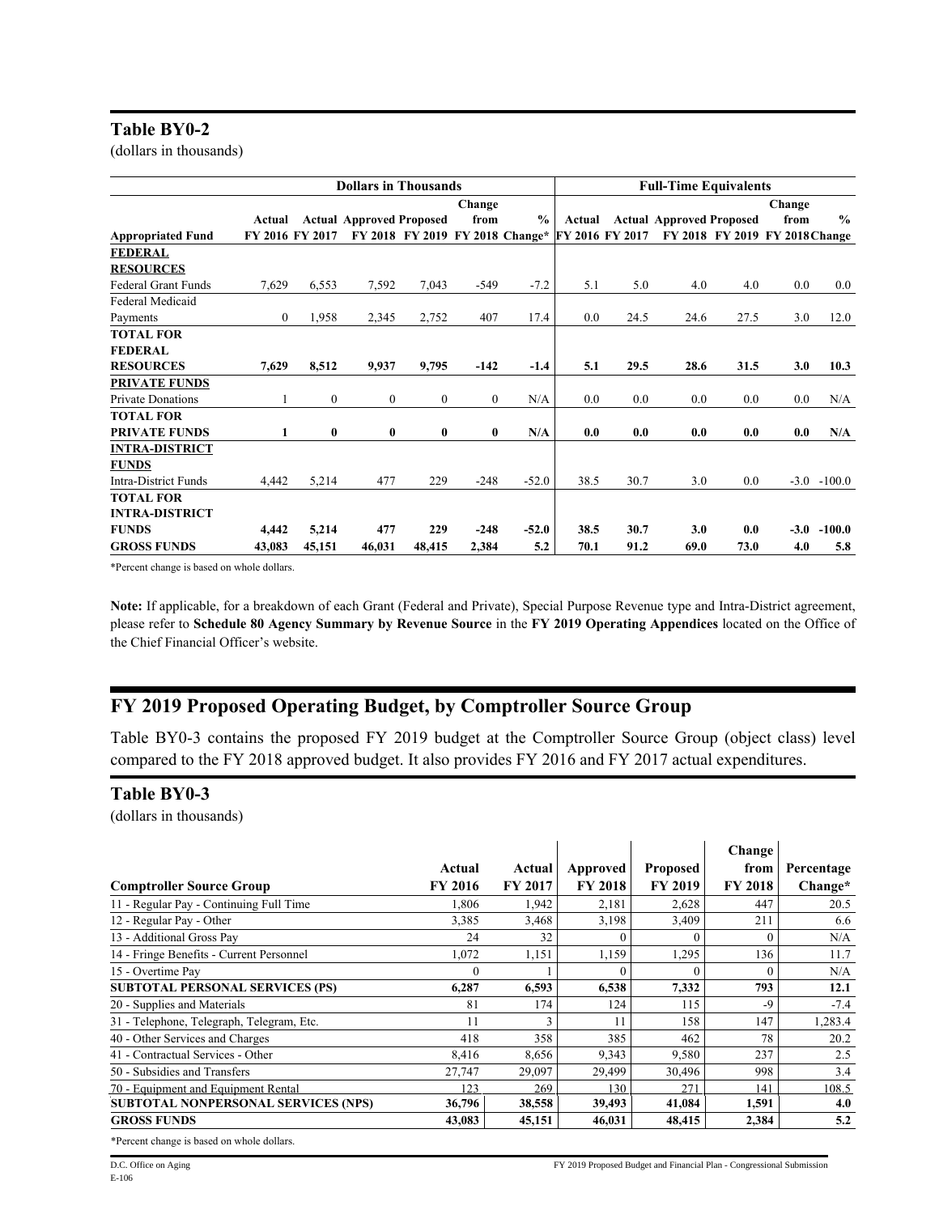## Table BY0-2

(dollars in thousands)

| | Dollars in Thousands | | | | | | Full-Time Equivalents | | | | | |
|---|---|---|---|---|---|---|---|---|---|---|---|---|
| **Appropriated Fund** | **Actual FY 2016** | **Actual FY 2017** | **Approved FY 2018** | **Proposed FY 2019** | **Change from FY 2018** | **% Change*** | **Actual FY 2016** | **Actual FY 2017** | **Approved FY 2018** | **Proposed FY 2019** | **Change from FY 2018** | **% Change** |
| **FEDERAL RESOURCES** | | | | | | | | | | | | |
| Federal Grant Funds | 7,629 | 6,553 | 7,592 | 7,043 | -549 | -7.2 | 5.1 | 5.0 | 4.0 | 4.0 | 0.0 | 0.0 |
| Federal Medicaid Payments | 0 | 1,958 | 2,345 | 2,752 | 407 | 17.4 | 0.0 | 24.5 | 24.6 | 27.5 | 3.0 | 12.0 |
| **TOTAL FOR FEDERAL RESOURCES** | **7,629** | **8,512** | **9,937** | **9,795** | **-142** | **-1.4** | **5.1** | **29.5** | **28.6** | **31.5** | **3.0** | **10.3** |
| **PRIVATE FUNDS** | | | | | | | | | | | | |
| Private Donations | 1 | 0 | 0 | 0 | 0 | N/A | 0.0 | 0.0 | 0.0 | 0.0 | 0.0 | N/A |
| **TOTAL FOR PRIVATE FUNDS** | **1** | **0** | **0** | **0** | **0** | **N/A** | **0.0** | **0.0** | **0.0** | **0.0** | **0.0** | **N/A** |
| **INTRA-DISTRICT FUNDS** | | | | | | | | | | | | |
| Intra-District Funds | 4,442 | 5,214 | 477 | 229 | -248 | -52.0 | 38.5 | 30.7 | 3.0 | 0.0 | -3.0 | -100.0 |
| **TOTAL FOR INTRA-DISTRICT FUNDS** | **4,442** | **5,214** | **477** | **229** | **-248** | **-52.0** | **38.5** | **30.7** | **3.0** | **0.0** | **-3.0** | **-100.0** |
| **GROSS FUNDS** | **43,083** | **45,151** | **46,031** | **48,415** | **2,384** | **5.2** | **70.1** | **91.2** | **69.0** | **73.0** | **4.0** | **5.8** |

*Percent change is based on whole dollars.

**Note:** If applicable, for a breakdown of each Grant (Federal and Private), Special Purpose Revenue type and Intra-District agreement, please refer to **Schedule 80 Agency Summary by Revenue Source** in the **FY 2019 Operating Appendices** located on the Office of the Chief Financial Officer's website.

# FY 2019 Proposed Operating Budget, by Comptroller Source Group

Table BY0-3 contains the proposed FY 2019 budget at the Comptroller Source Group (object class) level compared to the FY 2018 approved budget. It also provides FY 2016 and FY 2017 actual expenditures.

## Table BY0-3

(dollars in thousands)

| Comptroller Source Group | Actual FY 2016 | Actual FY 2017 | Approved FY 2018 | Proposed FY 2019 | Change from FY 2018 | Percentage Change* |
|---|---|---|---|---|---|---|
| 11 - Regular Pay - Continuing Full Time | 1,806 | 1,942 | 2,181 | 2,628 | 447 | 20.5 |
| 12 - Regular Pay - Other | 3,385 | 3,468 | 3,198 | 3,409 | 211 | 6.6 |
| 13 - Additional Gross Pay | 24 | 32 | 0 | 0 | 0 | N/A |
| 14 - Fringe Benefits - Current Personnel | 1,072 | 1,151 | 1,159 | 1,295 | 136 | 11.7 |
| 15 - Overtime Pay | 0 | 1 | 0 | 0 | 0 | N/A |
| **SUBTOTAL PERSONAL SERVICES (PS)** | **6,287** | **6,593** | **6,538** | **7,332** | **793** | **12.1** |
| 20 - Supplies and Materials | 81 | 174 | 124 | 115 | -9 | -7.4 |
| 31 - Telephone, Telegraph, Telegram, Etc. | 11 | 3 | 11 | 158 | 147 | 1,283.4 |
| 40 - Other Services and Charges | 418 | 358 | 385 | 462 | 78 | 20.2 |
| 41 - Contractual Services - Other | 8,416 | 8,656 | 9,343 | 9,580 | 237 | 2.5 |
| 50 - Subsidies and Transfers | 27,747 | 29,097 | 29,499 | 30,496 | 998 | 3.4 |
| 70 - Equipment and Equipment Rental | 123 | 269 | 130 | 271 | 141 | 108.5 |
| **SUBTOTAL NONPERSONAL SERVICES (NPS)** | **36,796** | **38,558** | **39,493** | **41,084** | **1,591** | **4.0** |
| **GROSS FUNDS** | **43,083** | **45,151** | **46,031** | **48,415** | **2,384** | **5.2** |

*Percent change is based on whole dollars.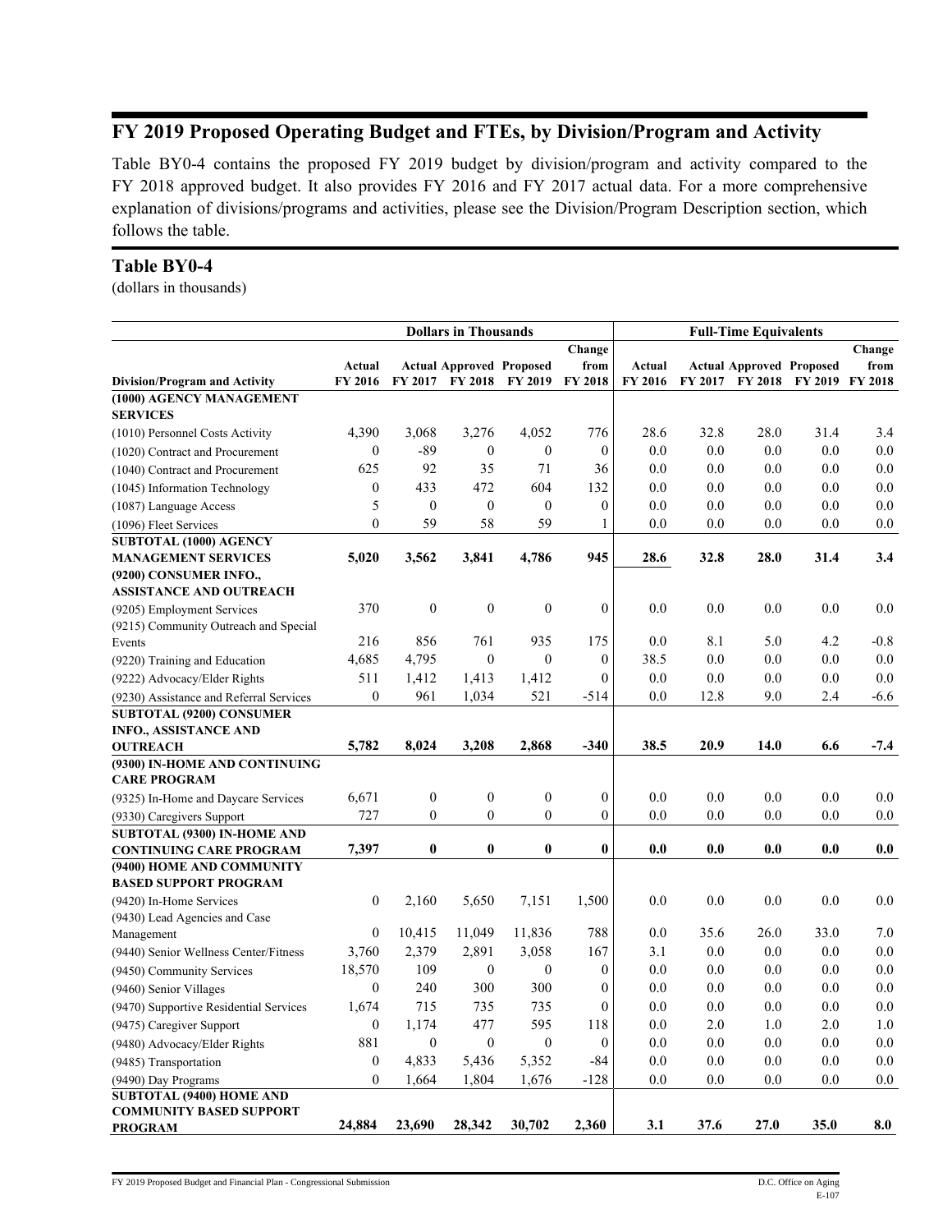## FY 2019 Proposed Operating Budget and FTEs, by Division/Program and Activity

Table BY0-4 contains the proposed FY 2019 budget by division/program and activity compared to the FY 2018 approved budget. It also provides FY 2016 and FY 2017 actual data. For a more comprehensive explanation of divisions/programs and activities, please see the Division/Program Description section, which follows the table.

### Table BY0-4

(dollars in thousands)

| | Dollars in Thousands | | | | | Full-Time Equivalents | | | | |
|---|---|---|---|---|---|---|---|---|---|---|
| Division/Program and Activity | Actual FY 2016 | Actual FY 2017 | Approved FY 2018 | Proposed FY 2019 | Change from FY 2018 | Actual FY 2016 | Actual FY 2017 | Approved FY 2018 | Proposed FY 2019 | Change from FY 2018 |
| **(1000) AGENCY MANAGEMENT SERVICES** | | | | | | | | | | |
| (1010) Personnel Costs Activity | 4,390 | 3,068 | 3,276 | 4,052 | 776 | 28.6 | 32.8 | 28.0 | 31.4 | 3.4 |
| (1020) Contract and Procurement | 0 | -89 | 0 | 0 | 0 | 0.0 | 0.0 | 0.0 | 0.0 | 0.0 |
| (1040) Contract and Procurement | 625 | 92 | 35 | 71 | 36 | 0.0 | 0.0 | 0.0 | 0.0 | 0.0 |
| (1045) Information Technology | 0 | 433 | 472 | 604 | 132 | 0.0 | 0.0 | 0.0 | 0.0 | 0.0 |
| (1087) Language Access | 5 | 0 | 0 | 0 | 0 | 0.0 | 0.0 | 0.0 | 0.0 | 0.0 |
| (1096) Fleet Services | 0 | 59 | 58 | 59 | 1 | 0.0 | 0.0 | 0.0 | 0.0 | 0.0 |
| **SUBTOTAL (1000) AGENCY MANAGEMENT SERVICES** | **5,020** | **3,562** | **3,841** | **4,786** | **945** | **28.6** | **32.8** | **28.0** | **31.4** | **3.4** |
| **(9200) CONSUMER INFO., ASSISTANCE AND OUTREACH** | | | | | | | | | | |
| (9205) Employment Services | 370 | 0 | 0 | 0 | 0 | 0.0 | 0.0 | 0.0 | 0.0 | 0.0 |
| (9215) Community Outreach and Special Events | 216 | 856 | 761 | 935 | 175 | 0.0 | 8.1 | 5.0 | 4.2 | -0.8 |
| (9220) Training and Education | 4,685 | 4,795 | 0 | 0 | 0 | 38.5 | 0.0 | 0.0 | 0.0 | 0.0 |
| (9222) Advocacy/Elder Rights | 511 | 1,412 | 1,413 | 1,412 | 0 | 0.0 | 0.0 | 0.0 | 0.0 | 0.0 |
| (9230) Assistance and Referral Services | 0 | 961 | 1,034 | 521 | -514 | 0.0 | 12.8 | 9.0 | 2.4 | -6.6 |
| **SUBTOTAL (9200) CONSUMER INFO., ASSISTANCE AND OUTREACH** | **5,782** | **8,024** | **3,208** | **2,868** | **-340** | **38.5** | **20.9** | **14.0** | **6.6** | **-7.4** |
| **(9300) IN-HOME AND CONTINUING CARE PROGRAM** | | | | | | | | | | |
| (9325) In-Home and Daycare Services | 6,671 | 0 | 0 | 0 | 0 | 0.0 | 0.0 | 0.0 | 0.0 | 0.0 |
| (9330) Caregivers Support | 727 | 0 | 0 | 0 | 0 | 0.0 | 0.0 | 0.0 | 0.0 | 0.0 |
| **SUBTOTAL (9300) IN-HOME AND CONTINUING CARE PROGRAM** | **7,397** | **0** | **0** | **0** | **0** | **0.0** | **0.0** | **0.0** | **0.0** | **0.0** |
| **(9400) HOME AND COMMUNITY BASED SUPPORT PROGRAM** | | | | | | | | | | |
| (9420) In-Home Services | 0 | 2,160 | 5,650 | 7,151 | 1,500 | 0.0 | 0.0 | 0.0 | 0.0 | 0.0 |
| (9430) Lead Agencies and Case Management | 0 | 10,415 | 11,049 | 11,836 | 788 | 0.0 | 35.6 | 26.0 | 33.0 | 7.0 |
| (9440) Senior Wellness Center/Fitness | 3,760 | 2,379 | 2,891 | 3,058 | 167 | 3.1 | 0.0 | 0.0 | 0.0 | 0.0 |
| (9450) Community Services | 18,570 | 109 | 0 | 0 | 0 | 0.0 | 0.0 | 0.0 | 0.0 | 0.0 |
| (9460) Senior Villages | 0 | 240 | 300 | 300 | 0 | 0.0 | 0.0 | 0.0 | 0.0 | 0.0 |
| (9470) Supportive Residential Services | 1,674 | 715 | 735 | 735 | 0 | 0.0 | 0.0 | 0.0 | 0.0 | 0.0 |
| (9475) Caregiver Support | 0 | 1,174 | 477 | 595 | 118 | 0.0 | 2.0 | 1.0 | 2.0 | 1.0 |
| (9480) Advocacy/Elder Rights | 881 | 0 | 0 | 0 | 0 | 0.0 | 0.0 | 0.0 | 0.0 | 0.0 |
| (9485) Transportation | 0 | 4,833 | 5,436 | 5,352 | -84 | 0.0 | 0.0 | 0.0 | 0.0 | 0.0 |
| (9490) Day Programs | 0 | 1,664 | 1,804 | 1,676 | -128 | 0.0 | 0.0 | 0.0 | 0.0 | 0.0 |
| **SUBTOTAL (9400) HOME AND COMMUNITY BASED SUPPORT PROGRAM** | **24,884** | **23,690** | **28,342** | **30,702** | **2,360** | **3.1** | **37.6** | **27.0** | **35.0** | **8.0** |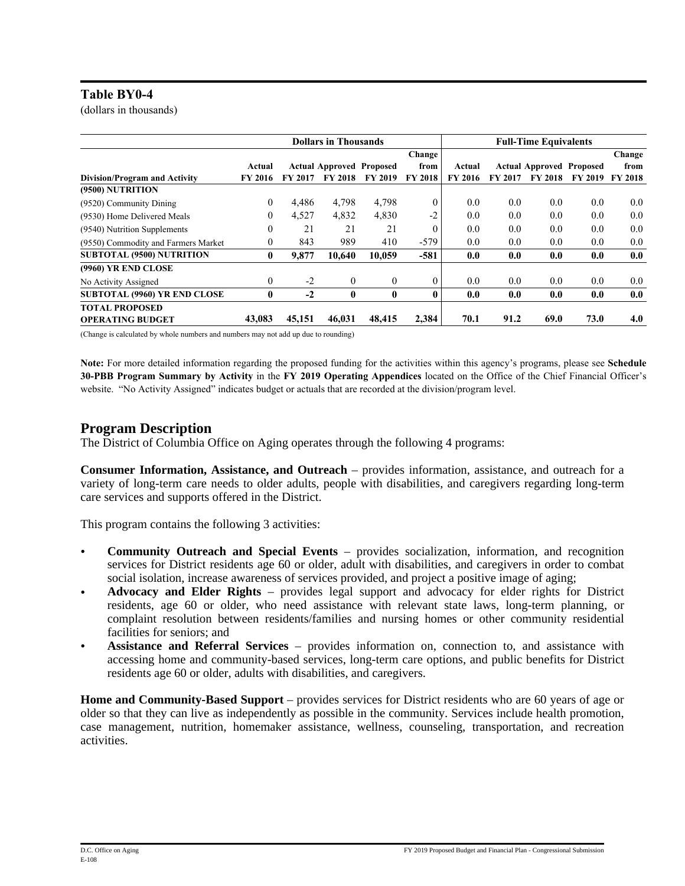## Table BY0-4

(dollars in thousands)

| | Dollars in Thousands | | | | | Full-Time Equivalents | | | | |
|---|---|---|---|---|---|---|---|---|---|---|
| Division/Program and Activity | Actual FY 2016 | Actual FY 2017 | Approved FY 2018 | Proposed FY 2019 | Change from FY 2018 | Actual FY 2016 | Actual FY 2017 | Approved FY 2018 | Proposed FY 2019 | Change from FY 2018 |
| **(9500) NUTRITION** | | | | | | | | | | |
| (9520) Community Dining | 0 | 4,486 | 4,798 | 4,798 | 0 | 0.0 | 0.0 | 0.0 | 0.0 | 0.0 |
| (9530) Home Delivered Meals | 0 | 4,527 | 4,832 | 4,830 | -2 | 0.0 | 0.0 | 0.0 | 0.0 | 0.0 |
| (9540) Nutrition Supplements | 0 | 21 | 21 | 21 | 0 | 0.0 | 0.0 | 0.0 | 0.0 | 0.0 |
| (9550) Commodity and Farmers Market | 0 | 843 | 989 | 410 | -579 | 0.0 | 0.0 | 0.0 | 0.0 | 0.0 |
| **SUBTOTAL (9500) NUTRITION** | **0** | **9,877** | **10,640** | **10,059** | **-581** | **0.0** | **0.0** | **0.0** | **0.0** | **0.0** |
| **(9960) YR END CLOSE** | | | | | | | | | | |
| No Activity Assigned | 0 | -2 | 0 | 0 | 0 | 0.0 | 0.0 | 0.0 | 0.0 | 0.0 |
| **SUBTOTAL (9960) YR END CLOSE** | **0** | **-2** | **0** | **0** | **0** | **0.0** | **0.0** | **0.0** | **0.0** | **0.0** |
| **TOTAL PROPOSED OPERATING BUDGET** | **43,083** | **45,151** | **46,031** | **48,415** | **2,384** | **70.1** | **91.2** | **69.0** | **73.0** | **4.0** |

(Change is calculated by whole numbers and numbers may not add up due to rounding)

**Note:** For more detailed information regarding the proposed funding for the activities within this agency's programs, please see **Schedule 30-PBB Program Summary by Activity** in the **FY 2019 Operating Appendices** located on the Office of the Chief Financial Officer's website. "No Activity Assigned" indicates budget or actuals that are recorded at the division/program level.

## Program Description

The District of Columbia Office on Aging operates through the following 4 programs:

**Consumer Information, Assistance, and Outreach** – provides information, assistance, and outreach for a variety of long-term care needs to older adults, people with disabilities, and caregivers regarding long-term care services and supports offered in the District.

This program contains the following 3 activities:

- **Community Outreach and Special Events** – provides socialization, information, and recognition services for District residents age 60 or older, adult with disabilities, and caregivers in order to combat social isolation, increase awareness of services provided, and project a positive image of aging;
- **Advocacy and Elder Rights** – provides legal support and advocacy for elder rights for District residents, age 60 or older, who need assistance with relevant state laws, long-term planning, or complaint resolution between residents/families and nursing homes or other community residential facilities for seniors; and
- **Assistance and Referral Services** – provides information on, connection to, and assistance with accessing home and community-based services, long-term care options, and public benefits for District residents age 60 or older, adults with disabilities, and caregivers.

**Home and Community-Based Support** – provides services for District residents who are 60 years of age or older so that they can live as independently as possible in the community. Services include health promotion, case management, nutrition, homemaker assistance, wellness, counseling, transportation, and recreation activities.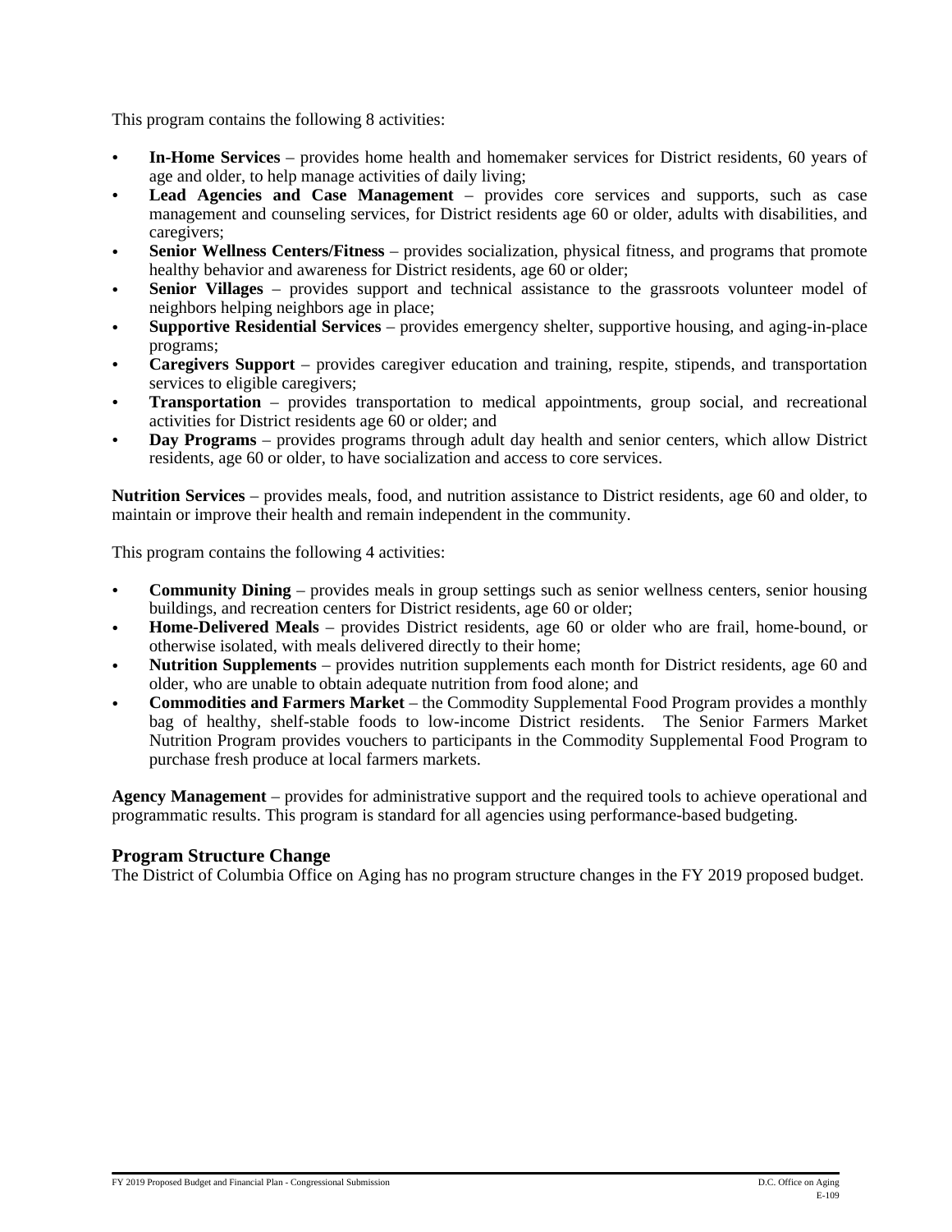This program contains the following 8 activities:

- **In-Home Services** – provides home health and homemaker services for District residents, 60 years of age and older, to help manage activities of daily living;
- **Lead Agencies and Case Management** – provides core services and supports, such as case management and counseling services, for District residents age 60 or older, adults with disabilities, and caregivers;
- **Senior Wellness Centers/Fitness** – provides socialization, physical fitness, and programs that promote healthy behavior and awareness for District residents, age 60 or older;
- **Senior Villages** – provides support and technical assistance to the grassroots volunteer model of neighbors helping neighbors age in place;
- **Supportive Residential Services** – provides emergency shelter, supportive housing, and aging-in-place programs;
- **Caregivers Support** – provides caregiver education and training, respite, stipends, and transportation services to eligible caregivers;
- **Transportation** – provides transportation to medical appointments, group social, and recreational activities for District residents age 60 or older; and
- **Day Programs** – provides programs through adult day health and senior centers, which allow District residents, age 60 or older, to have socialization and access to core services.

**Nutrition Services** – provides meals, food, and nutrition assistance to District residents, age 60 and older, to maintain or improve their health and remain independent in the community.

This program contains the following 4 activities:

- **Community Dining** – provides meals in group settings such as senior wellness centers, senior housing buildings, and recreation centers for District residents, age 60 or older;
- **Home-Delivered Meals** – provides District residents, age 60 or older who are frail, home-bound, or otherwise isolated, with meals delivered directly to their home;
- **Nutrition Supplements** – provides nutrition supplements each month for District residents, age 60 and older, who are unable to obtain adequate nutrition from food alone; and
- **Commodities and Farmers Market** – the Commodity Supplemental Food Program provides a monthly bag of healthy, shelf-stable foods to low-income District residents. The Senior Farmers Market Nutrition Program provides vouchers to participants in the Commodity Supplemental Food Program to purchase fresh produce at local farmers markets.

**Agency Management** – provides for administrative support and the required tools to achieve operational and programmatic results. This program is standard for all agencies using performance-based budgeting.

## Program Structure Change

The District of Columbia Office on Aging has no program structure changes in the FY 2019 proposed budget.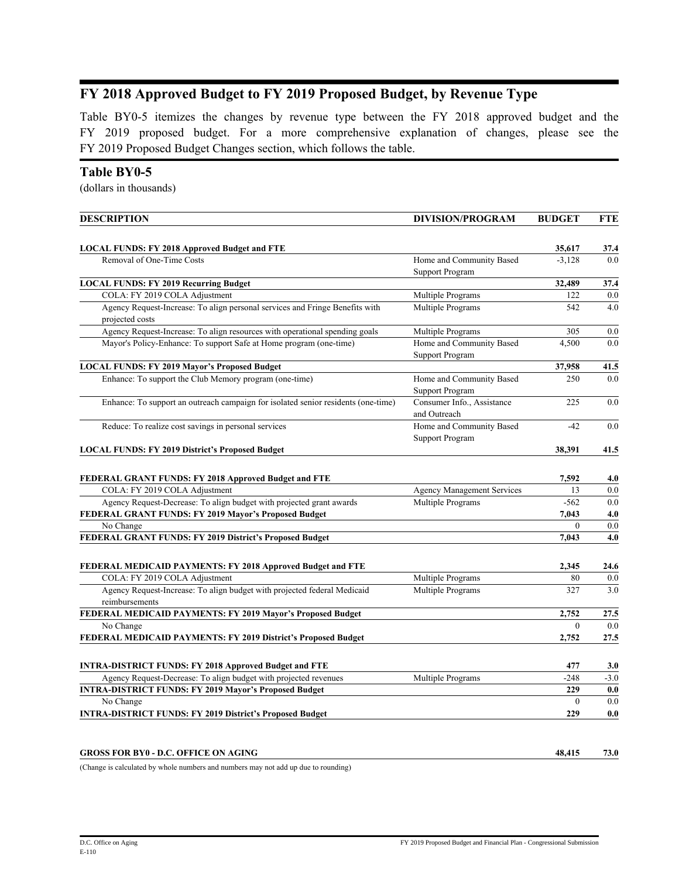## FY 2018 Approved Budget to FY 2019 Proposed Budget, by Revenue Type

Table BY0-5 itemizes the changes by revenue type between the FY 2018 approved budget and the FY 2019 proposed budget. For a more comprehensive explanation of changes, please see the FY 2019 Proposed Budget Changes section, which follows the table.

### Table BY0-5

(dollars in thousands)

| DESCRIPTION | DIVISION/PROGRAM | BUDGET | FTE |
|---|---|---|---|
| **LOCAL FUNDS: FY 2018 Approved Budget and FTE** | | **35,617** | **37.4** |
| Removal of One-Time Costs | Home and Community Based Support Program | -3,128 | 0.0 |
| **LOCAL FUNDS: FY 2019 Recurring Budget** | | **32,489** | **37.4** |
| COLA: FY 2019 COLA Adjustment | Multiple Programs | 122 | 0.0 |
| Agency Request-Increase: To align personal services and Fringe Benefits with projected costs | Multiple Programs | 542 | 4.0 |
| Agency Request-Increase: To align resources with operational spending goals | Multiple Programs | 305 | 0.0 |
| Mayor's Policy-Enhance: To support Safe at Home program (one-time) | Home and Community Based Support Program | 4,500 | 0.0 |
| **LOCAL FUNDS: FY 2019 Mayor's Proposed Budget** | | **37,958** | **41.5** |
| Enhance: To support the Club Memory program (one-time) | Home and Community Based Support Program | 250 | 0.0 |
| Enhance: To support an outreach campaign for isolated senior residents (one-time) | Consumer Info., Assistance and Outreach | 225 | 0.0 |
| Reduce: To realize cost savings in personal services | Home and Community Based Support Program | -42 | 0.0 |
| **LOCAL FUNDS: FY 2019 District's Proposed Budget** | | **38,391** | **41.5** |
| | | | |
| **FEDERAL GRANT FUNDS: FY 2018 Approved Budget and FTE** | | **7,592** | **4.0** |
| COLA: FY 2019 COLA Adjustment | Agency Management Services | 13 | 0.0 |
| Agency Request-Decrease: To align budget with projected grant awards | Multiple Programs | -562 | 0.0 |
| **FEDERAL GRANT FUNDS: FY 2019 Mayor's Proposed Budget** | | **7,043** | **4.0** |
| No Change | | 0 | 0.0 |
| **FEDERAL GRANT FUNDS: FY 2019 District's Proposed Budget** | | **7,043** | **4.0** |
| | | | |
| **FEDERAL MEDICAID PAYMENTS: FY 2018 Approved Budget and FTE** | | **2,345** | **24.6** |
| COLA: FY 2019 COLA Adjustment | Multiple Programs | 80 | 0.0 |
| Agency Request-Increase: To align budget with projected federal Medicaid reimbursements | Multiple Programs | 327 | 3.0 |
| **FEDERAL MEDICAID PAYMENTS: FY 2019 Mayor's Proposed Budget** | | **2,752** | **27.5** |
| No Change | | 0 | 0.0 |
| **FEDERAL MEDICAID PAYMENTS: FY 2019 District's Proposed Budget** | | **2,752** | **27.5** |
| | | | |
| **INTRA-DISTRICT FUNDS: FY 2018 Approved Budget and FTE** | | **477** | **3.0** |
| Agency Request-Decrease: To align budget with projected revenues | Multiple Programs | -248 | -3.0 |
| **INTRA-DISTRICT FUNDS: FY 2019 Mayor's Proposed Budget** | | **229** | **0.0** |
| No Change | | 0 | 0.0 |
| **INTRA-DISTRICT FUNDS: FY 2019 District's Proposed Budget** | | **229** | **0.0** |
| | | | |
| **GROSS FOR BY0 - D.C. OFFICE ON AGING** | | **48,415** | **73.0** |

(Change is calculated by whole numbers and numbers may not add up due to rounding)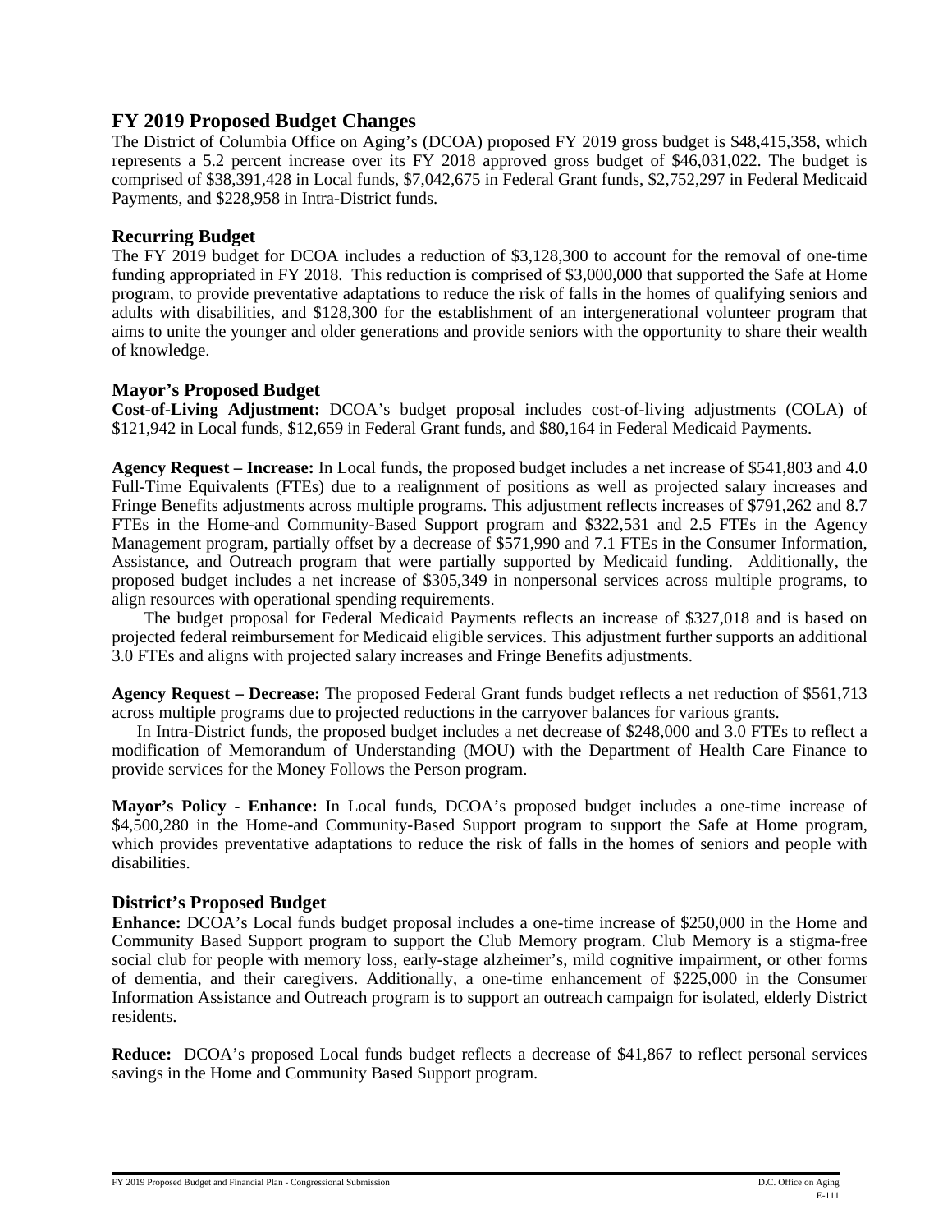## FY 2019 Proposed Budget Changes

The District of Columbia Office on Aging's (DCOA) proposed FY 2019 gross budget is $48,415,358, which represents a 5.2 percent increase over its FY 2018 approved gross budget of $46,031,022. The budget is comprised of $38,391,428 in Local funds, $7,042,675 in Federal Grant funds, $2,752,297 in Federal Medicaid Payments, and $228,958 in Intra-District funds.

### Recurring Budget

The FY 2019 budget for DCOA includes a reduction of $3,128,300 to account for the removal of one-time funding appropriated in FY 2018. This reduction is comprised of $3,000,000 that supported the Safe at Home program, to provide preventative adaptations to reduce the risk of falls in the homes of qualifying seniors and adults with disabilities, and $128,300 for the establishment of an intergenerational volunteer program that aims to unite the younger and older generations and provide seniors with the opportunity to share their wealth of knowledge.

### Mayor's Proposed Budget

**Cost-of-Living Adjustment:** DCOA's budget proposal includes cost-of-living adjustments (COLA) of $121,942 in Local funds, $12,659 in Federal Grant funds, and $80,164 in Federal Medicaid Payments.

**Agency Request – Increase:** In Local funds, the proposed budget includes a net increase of $541,803 and 4.0 Full-Time Equivalents (FTEs) due to a realignment of positions as well as projected salary increases and Fringe Benefits adjustments across multiple programs. This adjustment reflects increases of $791,262 and 8.7 FTEs in the Home-and Community-Based Support program and $322,531 and 2.5 FTEs in the Agency Management program, partially offset by a decrease of $571,990 and 7.1 FTEs in the Consumer Information, Assistance, and Outreach program that were partially supported by Medicaid funding. Additionally, the proposed budget includes a net increase of $305,349 in nonpersonal services across multiple programs, to align resources with operational spending requirements.

The budget proposal for Federal Medicaid Payments reflects an increase of $327,018 and is based on projected federal reimbursement for Medicaid eligible services. This adjustment further supports an additional 3.0 FTEs and aligns with projected salary increases and Fringe Benefits adjustments.

**Agency Request – Decrease:** The proposed Federal Grant funds budget reflects a net reduction of $561,713 across multiple programs due to projected reductions in the carryover balances for various grants.

In Intra-District funds, the proposed budget includes a net decrease of $248,000 and 3.0 FTEs to reflect a modification of Memorandum of Understanding (MOU) with the Department of Health Care Finance to provide services for the Money Follows the Person program.

**Mayor's Policy - Enhance:** In Local funds, DCOA's proposed budget includes a one-time increase of $4,500,280 in the Home-and Community-Based Support program to support the Safe at Home program, which provides preventative adaptations to reduce the risk of falls in the homes of seniors and people with disabilities.

### District's Proposed Budget

**Enhance:** DCOA's Local funds budget proposal includes a one-time increase of $250,000 in the Home and Community Based Support program to support the Club Memory program. Club Memory is a stigma-free social club for people with memory loss, early-stage alzheimer's, mild cognitive impairment, or other forms of dementia, and their caregivers. Additionally, a one-time enhancement of $225,000 in the Consumer Information Assistance and Outreach program is to support an outreach campaign for isolated, elderly District residents.

**Reduce:** DCOA's proposed Local funds budget reflects a decrease of $41,867 to reflect personal services savings in the Home and Community Based Support program.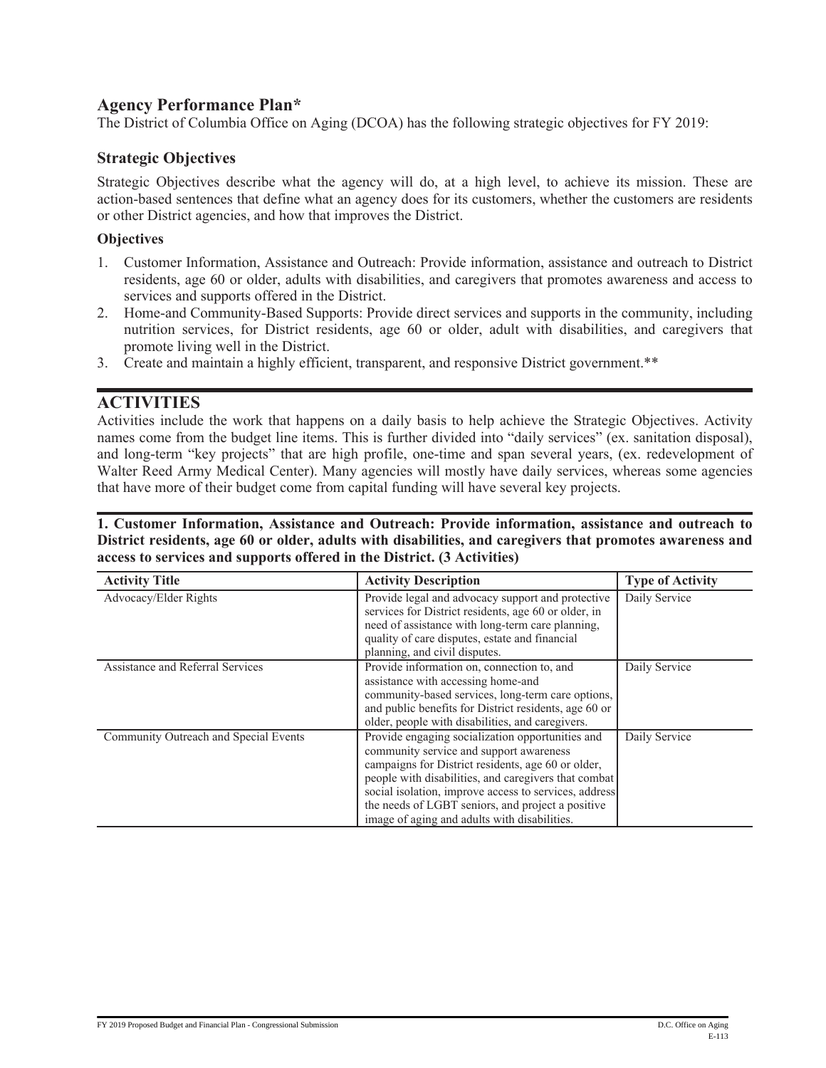## Agency Performance Plan*

The District of Columbia Office on Aging (DCOA) has the following strategic objectives for FY 2019:

### Strategic Objectives

Strategic Objectives describe what the agency will do, at a high level, to achieve its mission. These are action-based sentences that define what an agency does for its customers, whether the customers are residents or other District agencies, and how that improves the District.

#### Objectives

1. Customer Information, Assistance and Outreach: Provide information, assistance and outreach to District residents, age 60 or older, adults with disabilities, and caregivers that promotes awareness and access to services and supports offered in the District.
2. Home-and Community-Based Supports: Provide direct services and supports in the community, including nutrition services, for District residents, age 60 or older, adult with disabilities, and caregivers that promote living well in the District.
3. Create and maintain a highly efficient, transparent, and responsive District government.**

## ACTIVITIES

Activities include the work that happens on a daily basis to help achieve the Strategic Objectives. Activity names come from the budget line items. This is further divided into "daily services" (ex. sanitation disposal), and long-term "key projects" that are high profile, one-time and span several years, (ex. redevelopment of Walter Reed Army Medical Center). Many agencies will mostly have daily services, whereas some agencies that have more of their budget come from capital funding will have several key projects.

**1. Customer Information, Assistance and Outreach: Provide information, assistance and outreach to District residents, age 60 or older, adults with disabilities, and caregivers that promotes awareness and access to services and supports offered in the District. (3 Activities)**

| Activity Title | Activity Description | Type of Activity |
|---|---|---|
| Advocacy/Elder Rights | Provide legal and advocacy support and protective services for District residents, age 60 or older, in need of assistance with long-term care planning, quality of care disputes, estate and financial planning, and civil disputes. | Daily Service |
| Assistance and Referral Services | Provide information on, connection to, and assistance with accessing home-and community-based services, long-term care options, and public benefits for District residents, age 60 or older, people with disabilities, and caregivers. | Daily Service |
| Community Outreach and Special Events | Provide engaging socialization opportunities and community service and support awareness campaigns for District residents, age 60 or older, people with disabilities, and caregivers that combat social isolation, improve access to services, address the needs of LGBT seniors, and project a positive image of aging and adults with disabilities. | Daily Service |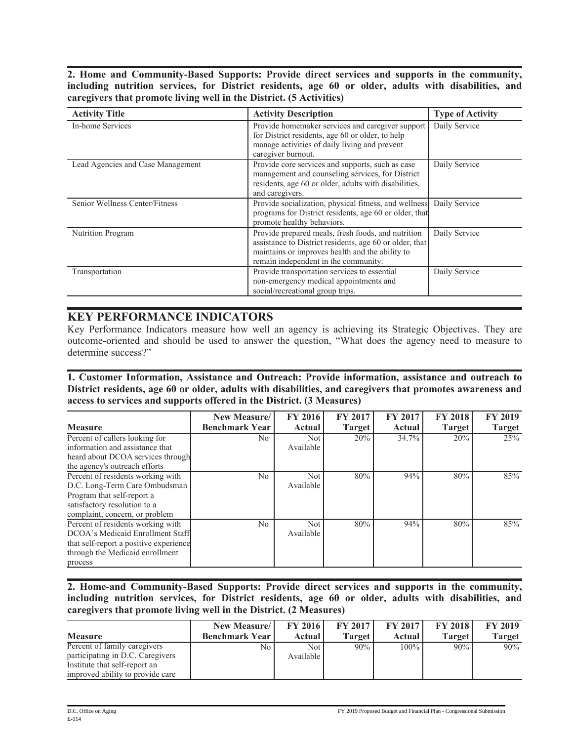**2. Home and Community-Based Supports: Provide direct services and supports in the community, including nutrition services, for District residents, age 60 or older, adults with disabilities, and caregivers that promote living well in the District. (5 Activities)**

| Activity Title | Activity Description | Type of Activity |
|---|---|---|
| In-home Services | Provide homemaker services and caregiver support for District residents, age 60 or older, to help manage activities of daily living and prevent caregiver burnout. | Daily Service |
| Lead Agencies and Case Management | Provide core services and supports, such as case management and counseling services, for District residents, age 60 or older, adults with disabilities, and caregivers. | Daily Service |
| Senior Wellness Center/Fitness | Provide socialization, physical fitness, and wellness programs for District residents, age 60 or older, that promote healthy behaviors. | Daily Service |
| Nutrition Program | Provide prepared meals, fresh foods, and nutrition assistance to District residents, age 60 or older, that maintains or improves health and the ability to remain independent in the community. | Daily Service |
| Transportation | Provide transportation services to essential non-emergency medical appointments and social/recreational group trips. | Daily Service |

## KEY PERFORMANCE INDICATORS

Key Performance Indicators measure how well an agency is achieving its Strategic Objectives. They are outcome-oriented and should be used to answer the question, "What does the agency need to measure to determine success?"

**1. Customer Information, Assistance and Outreach: Provide information, assistance and outreach to District residents, age 60 or older, adults with disabilities, and caregivers that promotes awareness and access to services and supports offered in the District. (3 Measures)**

| Measure | New Measure/ Benchmark Year | FY 2016 Actual | FY 2017 Target | FY 2017 Actual | FY 2018 Target | FY 2019 Target |
|---|---|---|---|---|---|---|
| Percent of callers looking for information and assistance that heard about DCOA services through the agency's outreach efforts | No | Not Available | 20% | 34.7% | 20% | 25% |
| Percent of residents working with D.C. Long-Term Care Ombudsman Program that self-report a satisfactory resolution to a complaint, concern, or problem | No | Not Available | 80% | 94% | 80% | 85% |
| Percent of residents working with DCOA's Medicaid Enrollment Staff that self-report a positive experience through the Medicaid enrollment process | No | Not Available | 80% | 94% | 80% | 85% |

**2. Home-and Community-Based Supports: Provide direct services and supports in the community, including nutrition services, for District residents, age 60 or older, adults with disabilities, and caregivers that promote living well in the District. (2 Measures)**

| Measure | New Measure/ Benchmark Year | FY 2016 Actual | FY 2017 Target | FY 2017 Actual | FY 2018 Target | FY 2019 Target |
|---|---|---|---|---|---|---|
| Percent of family caregivers participating in D.C. Caregivers Institute that self-report an improved ability to provide care | No | Not Available | 90% | 100% | 90% | 90% |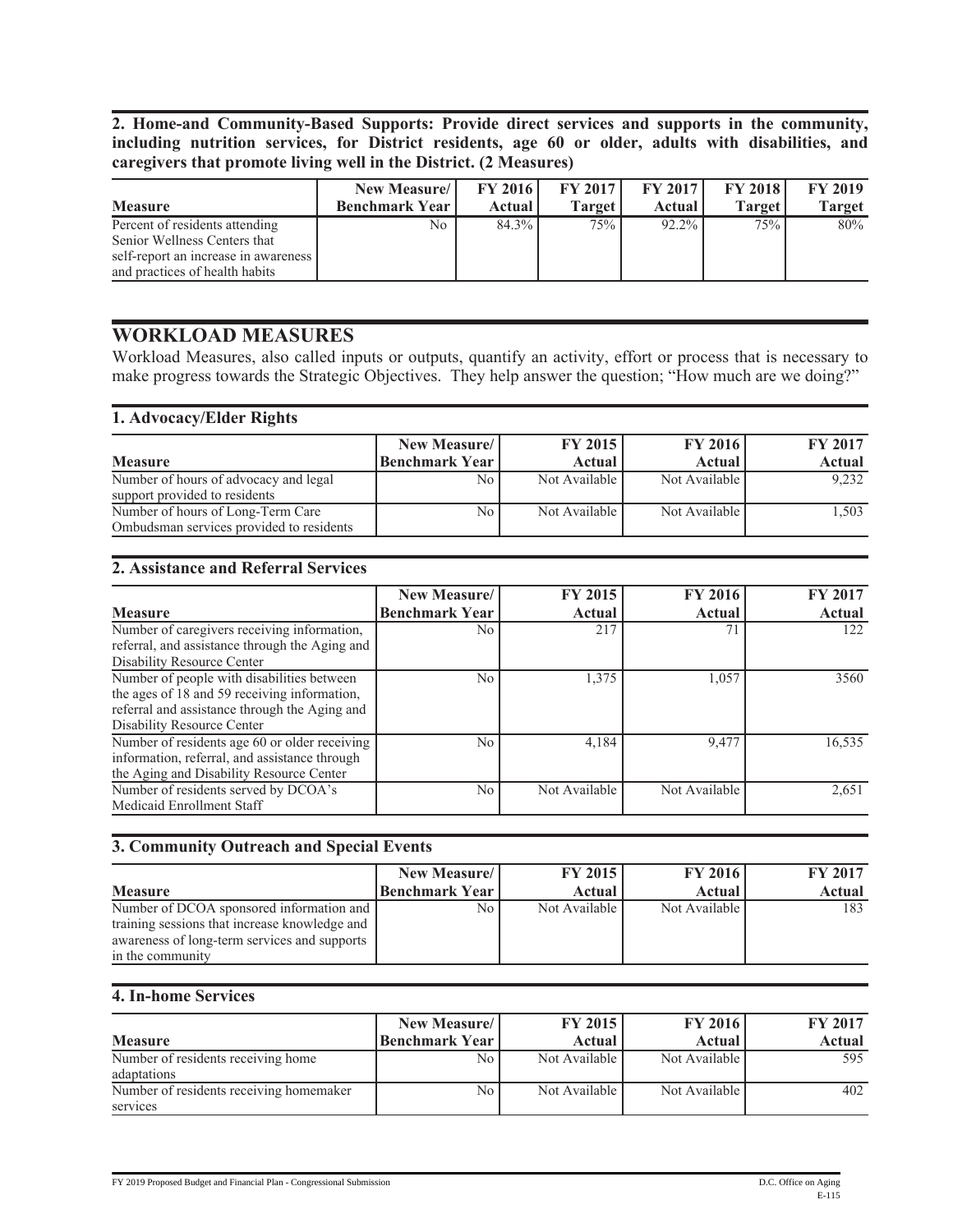**2. Home-and Community-Based Supports: Provide direct services and supports in the community, including nutrition services, for District residents, age 60 or older, adults with disabilities, and caregivers that promote living well in the District. (2 Measures)**

| Measure | New Measure/ Benchmark Year | FY 2016 Actual | FY 2017 Target | FY 2017 Actual | FY 2018 Target | FY 2019 Target |
|---|---|---|---|---|---|---|
| Percent of residents attending Senior Wellness Centers that self-report an increase in awareness and practices of health habits | No | 84.3% | 75% | 92.2% | 75% | 80% |

## WORKLOAD MEASURES

Workload Measures, also called inputs or outputs, quantify an activity, effort or process that is necessary to make progress towards the Strategic Objectives. They help answer the question; "How much are we doing?"

### 1. Advocacy/Elder Rights

| Measure | New Measure/ Benchmark Year | FY 2015 Actual | FY 2016 Actual | FY 2017 Actual |
|---|---|---|---|---|
| Number of hours of advocacy and legal support provided to residents | No | Not Available | Not Available | 9,232 |
| Number of hours of Long-Term Care Ombudsman services provided to residents | No | Not Available | Not Available | 1,503 |

### 2. Assistance and Referral Services

| Measure | New Measure/ Benchmark Year | FY 2015 Actual | FY 2016 Actual | FY 2017 Actual |
|---|---|---|---|---|
| Number of caregivers receiving information, referral, and assistance through the Aging and Disability Resource Center | No | 217 | 71 | 122 |
| Number of people with disabilities between the ages of 18 and 59 receiving information, referral and assistance through the Aging and Disability Resource Center | No | 1,375 | 1,057 | 3560 |
| Number of residents age 60 or older receiving information, referral, and assistance through the Aging and Disability Resource Center | No | 4,184 | 9,477 | 16,535 |
| Number of residents served by DCOA's Medicaid Enrollment Staff | No | Not Available | Not Available | 2,651 |

### 3. Community Outreach and Special Events

| Measure | New Measure/ Benchmark Year | FY 2015 Actual | FY 2016 Actual | FY 2017 Actual |
|---|---|---|---|---|
| Number of DCOA sponsored information and training sessions that increase knowledge and awareness of long-term services and supports in the community | No | Not Available | Not Available | 183 |

### 4. In-home Services

| Measure | New Measure/ Benchmark Year | FY 2015 Actual | FY 2016 Actual | FY 2017 Actual |
|---|---|---|---|---|
| Number of residents receiving home adaptations | No | Not Available | Not Available | 595 |
| Number of residents receiving homemaker services | No | Not Available | Not Available | 402 |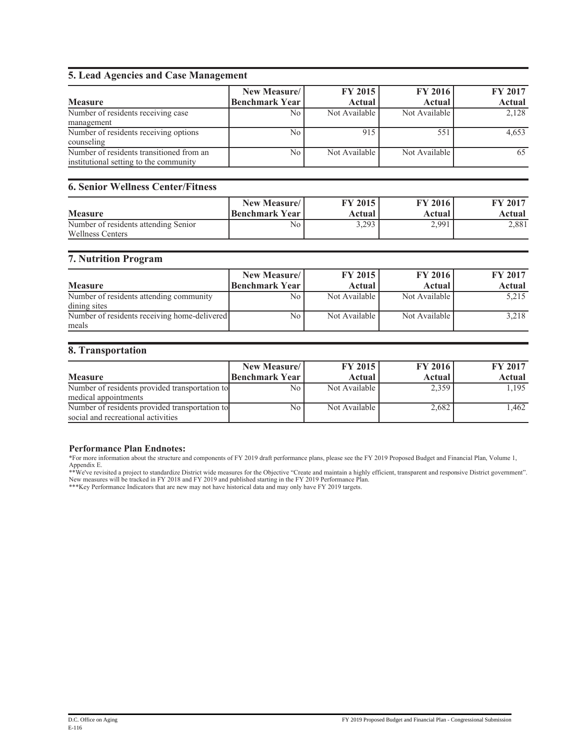## 5. Lead Agencies and Case Management

| Measure | New Measure/ Benchmark Year | FY 2015 Actual | FY 2016 Actual | FY 2017 Actual |
|---|---|---|---|---|
| Number of residents receiving case management | No | Not Available | Not Available | 2,128 |
| Number of residents receiving options counseling | No | 915 | 551 | 4,653 |
| Number of residents transitioned from an institutional setting to the community | No | Not Available | Not Available | 65 |

## 6. Senior Wellness Center/Fitness

| Measure | New Measure/ Benchmark Year | FY 2015 Actual | FY 2016 Actual | FY 2017 Actual |
|---|---|---|---|---|
| Number of residents attending Senior Wellness Centers | No | 3,293 | 2,991 | 2,881 |

## 7. Nutrition Program

| Measure | New Measure/ Benchmark Year | FY 2015 Actual | FY 2016 Actual | FY 2017 Actual |
|---|---|---|---|---|
| Number of residents attending community dining sites | No | Not Available | Not Available | 5,215 |
| Number of residents receiving home-delivered meals | No | Not Available | Not Available | 3,218 |

## 8. Transportation

| Measure | New Measure/ Benchmark Year | FY 2015 Actual | FY 2016 Actual | FY 2017 Actual |
|---|---|---|---|---|
| Number of residents provided transportation to medical appointments | No | Not Available | 2,359 | 1,195 |
| Number of residents provided transportation to social and recreational activities | No | Not Available | 2,682 | 1,462 |

**Performance Plan Endnotes:**

*For more information about the structure and components of FY 2019 draft performance plans, please see the FY 2019 Proposed Budget and Financial Plan, Volume 1, Appendix E.

**We've revisited a project to standardize District wide measures for the Objective "Create and maintain a highly efficient, transparent and responsive District government". New measures will be tracked in FY 2018 and FY 2019 and published starting in the FY 2019 Performance Plan.

***Key Performance Indicators that are new may not have historical data and may only have FY 2019 targets.